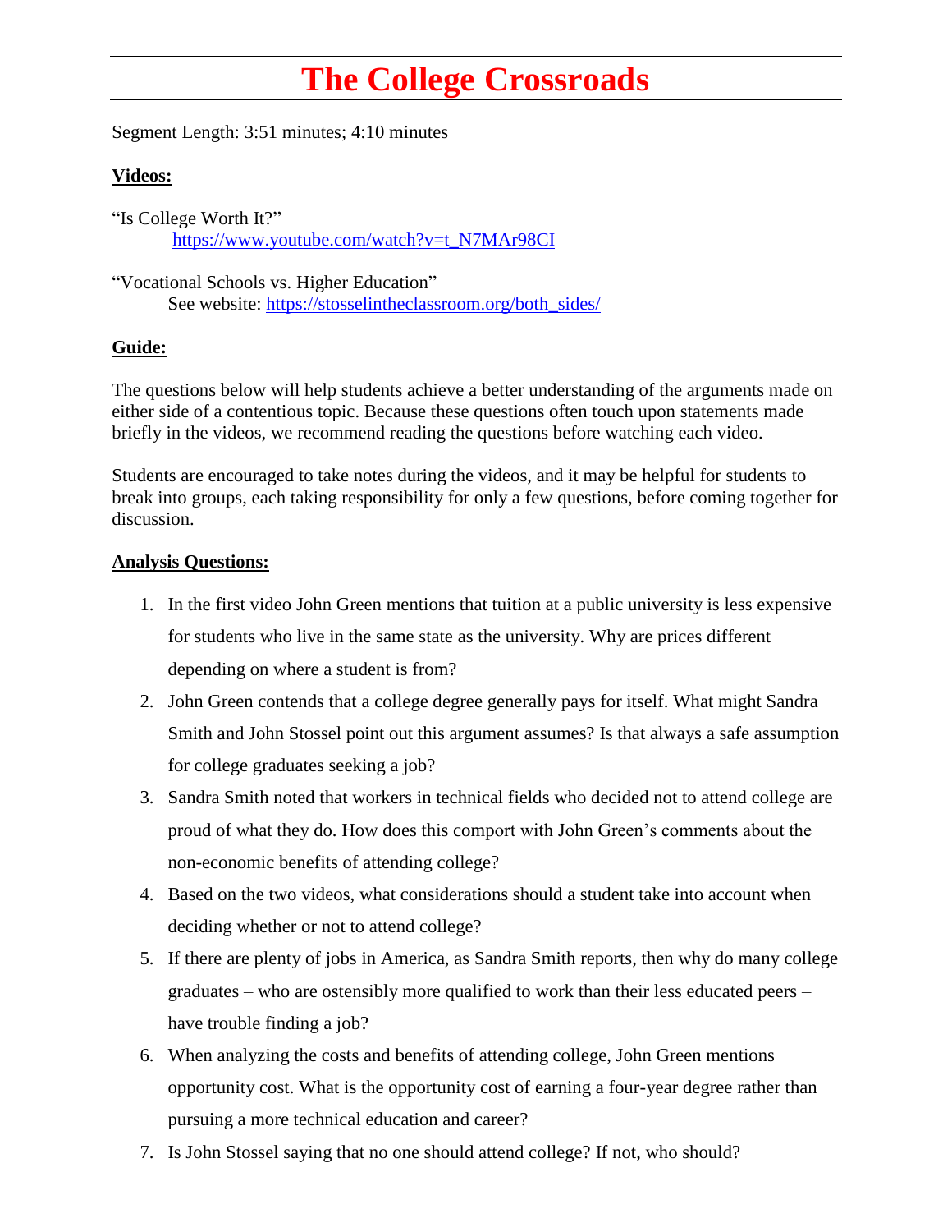# The College Crossroads

Segment Length: 3:51 minutes; 4:10 minutes

**Videos:**

"Is College Worth It?"
https://www.youtube.com/watch?v=t_N7MAr98CI

"Vocational Schools vs. Higher Education"
See website: https://stosselintheclassroom.org/both_sides/

**Guide:**

The questions below will help students achieve a better understanding of the arguments made on either side of a contentious topic. Because these questions often touch upon statements made briefly in the videos, we recommend reading the questions before watching each video.

Students are encouraged to take notes during the videos, and it may be helpful for students to break into groups, each taking responsibility for only a few questions, before coming together for discussion.

**Analysis Questions:**

1. In the first video John Green mentions that tuition at a public university is less expensive for students who live in the same state as the university. Why are prices different depending on where a student is from?
2. John Green contends that a college degree generally pays for itself. What might Sandra Smith and John Stossel point out this argument assumes? Is that always a safe assumption for college graduates seeking a job?
3. Sandra Smith noted that workers in technical fields who decided not to attend college are proud of what they do. How does this comport with John Green's comments about the non-economic benefits of attending college?
4. Based on the two videos, what considerations should a student take into account when deciding whether or not to attend college?
5. If there are plenty of jobs in America, as Sandra Smith reports, then why do many college graduates – who are ostensibly more qualified to work than their less educated peers – have trouble finding a job?
6. When analyzing the costs and benefits of attending college, John Green mentions opportunity cost. What is the opportunity cost of earning a four-year degree rather than pursuing a more technical education and career?
7. Is John Stossel saying that no one should attend college? If not, who should?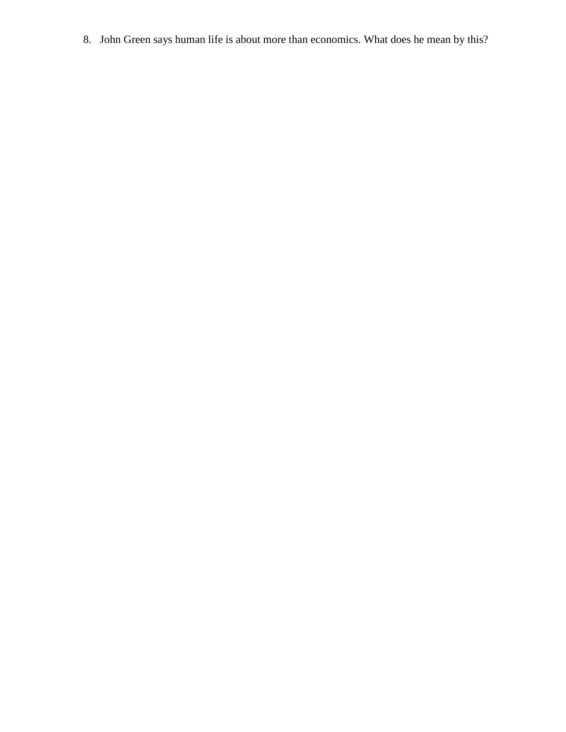8. John Green says human life is about more than economics. What does he mean by this?